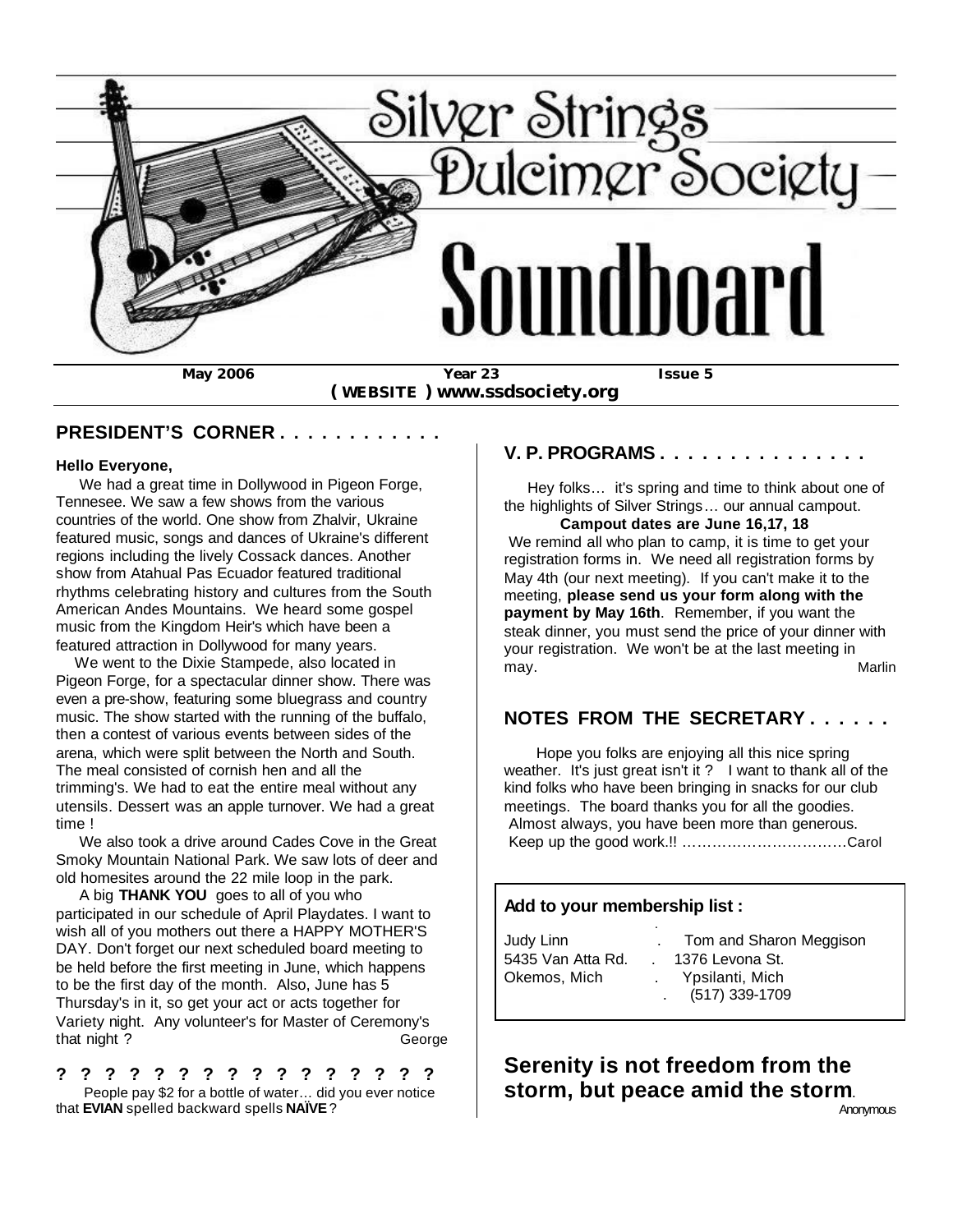# Silver Strings Dulcimer Society

# Soundboard

**May 2006** **Year 23** **Issue 5**

**( WEBSITE ) www.ssdsociety.org**

## PRESIDENT'S CORNER . . . . . . . . . . . .

**Hello Everyone,**

We had a great time in Dollywood in Pigeon Forge, Tennesee. We saw a few shows from the various countries of the world. One show from Zhalvir, Ukraine featured music, songs and dances of Ukraine's different regions including the lively Cossack dances. Another show from Atahual Pas Ecuador featured traditional rhythms celebrating history and cultures from the South American Andes Mountains. We heard some gospel music from the Kingdom Heir's which have been a featured attraction in Dollywood for many years.

We went to the Dixie Stampede, also located in Pigeon Forge, for a spectacular dinner show. There was even a pre-show, featuring some bluegrass and country music. The show started with the running of the buffalo, then a contest of various events between sides of the arena, which were split between the North and South. The meal consisted of cornish hen and all the trimming's. We had to eat the entire meal without any utensils. Dessert was an apple turnover. We had a great time !

We also took a drive around Cades Cove in the Great Smoky Mountain National Park. We saw lots of deer and old homesites around the 22 mile loop in the park.

A big **THANK YOU** goes to all of you who participated in our schedule of April Playdates. I want to wish all of you mothers out there a HAPPY MOTHER'S DAY. Don't forget our next scheduled board meeting to be held before the first meeting in June, which happens to be the first day of the month. Also, June has 5 Thursday's in it, so get your act or acts together for Variety night. Any volunteer's for Master of Ceremony's that night ?

George

**? ? ? ? ? ? ? ? ? ? ? ? ? ? ? ? ? ?**

People pay $2 for a bottle of water… did you ever notice that **EVIAN** spelled backward spells **NAÏVE** ?

## V. P. PROGRAMS . . . . . . . . . . . . . . .

Hey folks… it's spring and time to think about one of the highlights of Silver Strings… our annual campout.

**Campout dates are June 16,17, 18**

We remind all who plan to camp, it is time to get your registration forms in. We need all registration forms by May 4th (our next meeting). If you can't make it to the meeting, **please send us your form along with the payment by May 16th**. Remember, if you want the steak dinner, you must send the price of your dinner with your registration. We won't be at the last meeting in may.

Marlin

## NOTES FROM THE SECRETARY . . . . . .

Hope you folks are enjoying all this nice spring weather. It's just great isn't it ? I want to thank all of the kind folks who have been bringing in snacks for our club meetings. The board thanks you for all the goodies. Almost always, you have been more than generous. Keep up the good work.!! ……………………………Carol

**Add to your membership list :**

Judy Linn
5435 Van Atta Rd.
Okemos, Mich

Tom and Sharon Meggison
1376 Levona St.
Ypsilanti, Mich
(517) 339-1709

**Serenity is not freedom from the storm, but peace amid the storm**.

Anonymous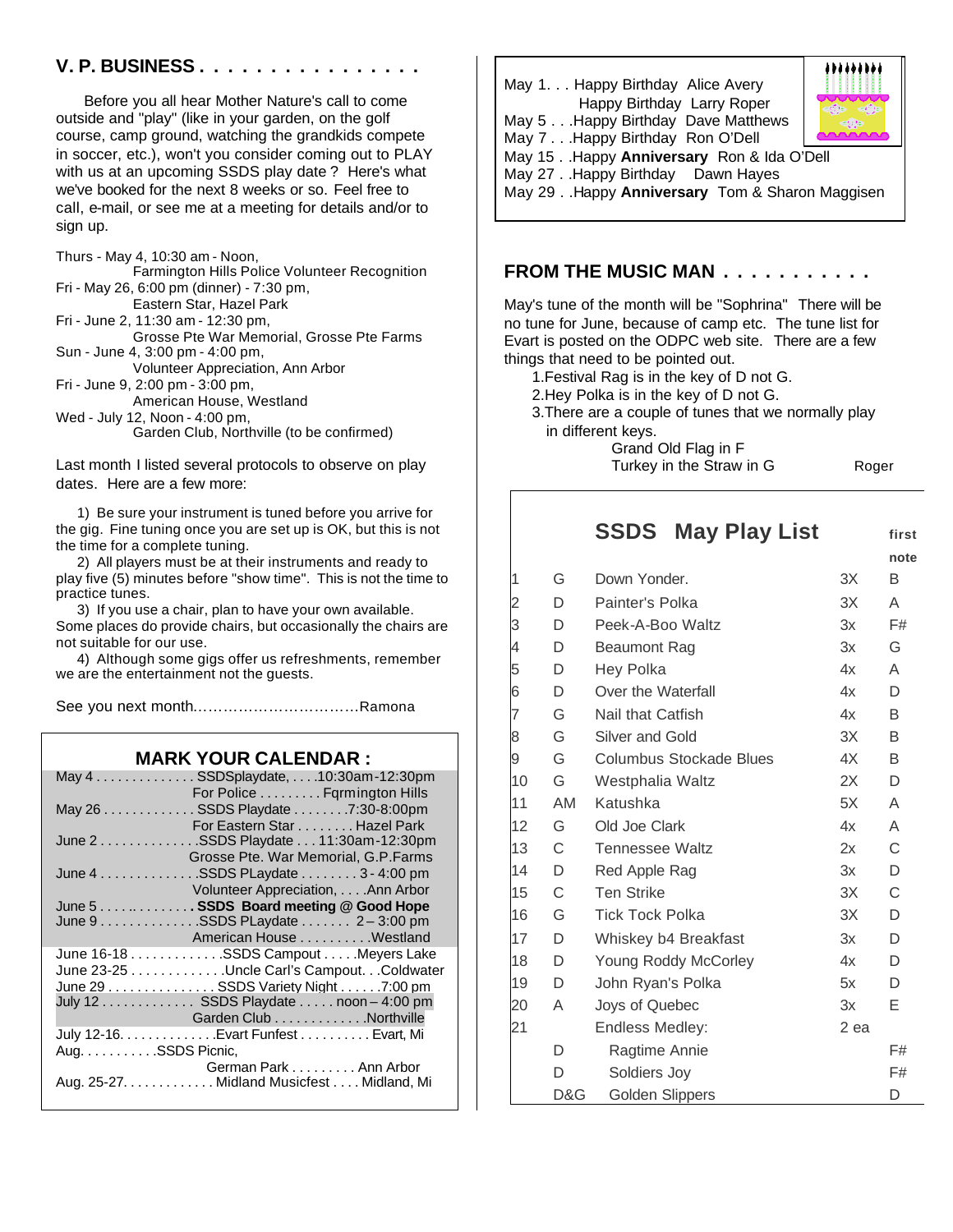## V. P. BUSINESS . . . . . . . . . . . . . . . .

Before you all hear Mother Nature's call to come outside and "play" (like in your garden, on the golf course, camp ground, watching the grandkids compete in soccer, etc.), won't you consider coming out to PLAY with us at an upcoming SSDS play date ? Here's what we've booked for the next 8 weeks or so. Feel free to call, e-mail, or see me at a meeting for details and/or to sign up.

Thurs - May 4, 10:30 am - Noon,
Farmington Hills Police Volunteer Recognition
Fri - May 26, 6:00 pm (dinner) - 7:30 pm,
Eastern Star, Hazel Park
Fri - June 2, 11:30 am - 12:30 pm,
Grosse Pte War Memorial, Grosse Pte Farms
Sun - June 4, 3:00 pm - 4:00 pm,
Volunteer Appreciation, Ann Arbor
Fri - June 9, 2:00 pm - 3:00 pm,
American House, Westland
Wed - July 12, Noon - 4:00 pm,
Garden Club, Northville (to be confirmed)

Last month I listed several protocols to observe on play dates. Here are a few more:

1) Be sure your instrument is tuned before you arrive for the gig. Fine tuning once you are set up is OK, but this is not the time for a complete tuning.

2) All players must be at their instruments and ready to play five (5) minutes before "show time". This is not the time to practice tunes.

3) If you use a chair, plan to have your own available. Some places do provide chairs, but occasionally the chairs are not suitable for our use.

4) Although some gigs offer us refreshments, remember we are the entertainment not the guests.

See you next month................................Ramona

## MARK YOUR CALENDAR :

May 4 . . . . . . . . . . . . . . SSDSplaydate, . . . .10:30am-12:30pm
For Police . . . . . . . . . Fqrmington Hills
May 26 . . . . . . . . . . . . . SSDS Playdate . . . . . . . .7:30-8:00pm
For Eastern Star . . . . . . . . Hazel Park
June 2 . . . . . . . . . . . . . .SSDS Playdate . . . 11:30am-12:30pm
Grosse Pte. War Memorial, G.P.Farms
June 4 . . . . . . . . . . . . . .SSDS PLaydate . . . . . . . . 3 - 4:00 pm
Volunteer Appreciation, . . . .Ann Arbor
June 5 . . . . .. . . . . . . . **SSDS Board meeting @ Good Hope**
June 9 . . . . . . . . . . . . . .SSDS PLaydate . . . . . . . 2 – 3:00 pm
American House . . . . . . . . . .Westland
June 16-18 . . . . . . . . . . . . .SSDS Campout . . . . .Meyers Lake
June 23-25 . . . . . . . . . . . . .Uncle Carl's Campout. . .Coldwater
June 29 . . . . . . . . . . . . . . . SSDS Variety Night . . . . . .7:00 pm
July 12 . . . . . . . . . . . . . SSDS Playdate . . . . . noon – 4:00 pm
Garden Club . . . . . . . . . . . . .Northville
July 12-16. . . . . . . . . . . . . .Evart Funfest . . . . . . . . . . Evart, Mi
Aug. . . . . . . . . . .SSDS Picnic,
German Park . . . . . . . . . Ann Arbor
Aug. 25-27. . . . . . . . . . . . . Midland Musicfest . . . . Midland, Mi

May 1. . . Happy Birthday Alice Avery
Happy Birthday Larry Roper
May 5 . . .Happy Birthday Dave Matthews
May 7 . . .Happy Birthday Ron O'Dell
May 15 . .Happy **Anniversary** Ron & Ida O'Dell
May 27 . .Happy Birthday Dawn Hayes
May 29 . .Happy **Anniversary** Tom & Sharon Maggisen

## FROM THE MUSIC MAN . . . . . . . . . . .

May's tune of the month will be "Sophrina" There will be no tune for June, because of camp etc. The tune list for Evart is posted on the ODPC web site. There are a few things that need to be pointed out.

1. Festival Rag is in the key of D not G.
2. Hey Polka is in the key of D not G.
3. There are a couple of tunes that we normally play in different keys.
   Grand Old Flag in F
   Turkey in the Straw in G

Roger

## SSDS May Play List

| | | | | first note |
|---|---|---|---|---|
| 1 | G | Down Yonder. | 3X | B |
| 2 | D | Painter's Polka | 3X | A |
| 3 | D | Peek-A-Boo Waltz | 3x | F# |
| 4 | D | Beaumont Rag | 3x | G |
| 5 | D | Hey Polka | 4x | A |
| 6 | D | Over the Waterfall | 4x | D |
| 7 | G | Nail that Catfish | 4x | B |
| 8 | G | Silver and Gold | 3X | B |
| 9 | G | Columbus Stockade Blues | 4X | B |
| 10 | G | Westphalia Waltz | 2X | D |
| 11 | AM | Katushka | 5X | A |
| 12 | G | Old Joe Clark | 4x | A |
| 13 | C | Tennessee Waltz | 2x | C |
| 14 | D | Red Apple Rag | 3x | D |
| 15 | C | Ten Strike | 3X | C |
| 16 | G | Tick Tock Polka | 3X | D |
| 17 | D | Whiskey b4 Breakfast | 3x | D |
| 18 | D | Young Roddy McCorley | 4x | D |
| 19 | D | John Ryan's Polka | 5x | D |
| 20 | A | Joys of Quebec | 3x | E |
| 21 | | Endless Medley: | 2 ea | |
| | D | Ragtime Annie | | F# |
| | D | Soldiers Joy | | F# |
| | D&G | Golden Slippers | | D |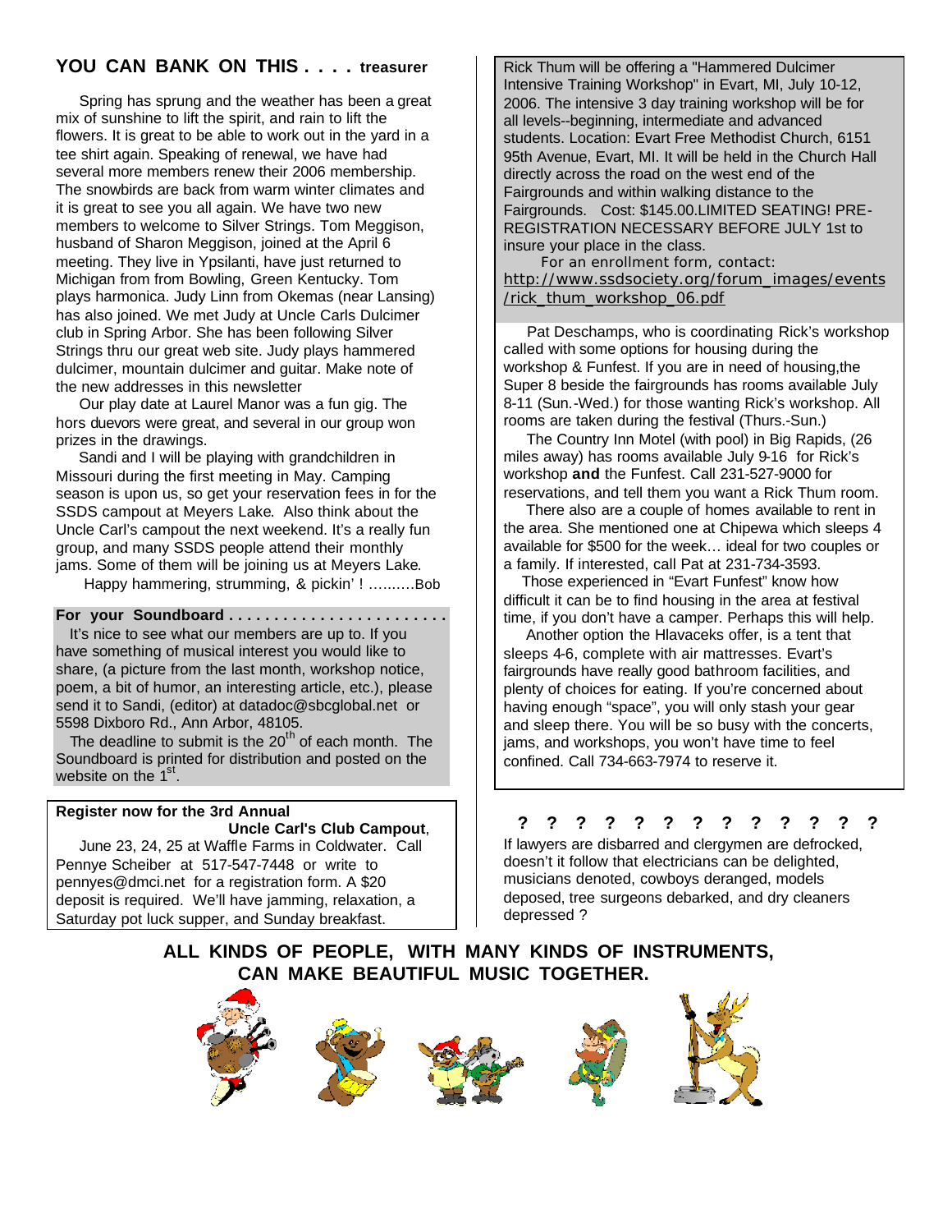## YOU CAN BANK ON THIS . . . . treasurer

Spring has sprung and the weather has been a great mix of sunshine to lift the spirit, and rain to lift the flowers. It is great to be able to work out in the yard in a tee shirt again. Speaking of renewal, we have had several more members renew their 2006 membership. The snowbirds are back from warm winter climates and it is great to see you all again. We have two new members to welcome to Silver Strings. Tom Meggison, husband of Sharon Meggison, joined at the April 6 meeting. They live in Ypsilanti, have just returned to Michigan from from Bowling, Green Kentucky. Tom plays harmonica. Judy Linn from Okemas (near Lansing) has also joined. We met Judy at Uncle Carls Dulcimer club in Spring Arbor. She has been following Silver Strings thru our great web site. Judy plays hammered dulcimer, mountain dulcimer and guitar. Make note of the new addresses in this newsletter

Our play date at Laurel Manor was a fun gig. The hors duevors were great, and several in our group won prizes in the drawings.

Sandi and I will be playing with grandchildren in Missouri during the first meeting in May. Camping season is upon us, so get your reservation fees in for the SSDS campout at Meyers Lake. Also think about the Uncle Carl's campout the next weekend. It's a really fun group, and many SSDS people attend their monthly jams. Some of them will be joining us at Meyers Lake.

Happy hammering, strumming, & pickin' ! ……….Bob

**For your Soundboard . . . . . . . . . . . . . . . . . . . . . . . .**

It's nice to see what our members are up to. If you have something of musical interest you would like to share, (a picture from the last month, workshop notice, poem, a bit of humor, an interesting article, etc.), please send it to Sandi, (editor) at datadoc@sbcglobal.net or 5598 Dixboro Rd., Ann Arbor, 48105.

The deadline to submit is the 20th of each month. The Soundboard is printed for distribution and posted on the website on the 1st.

**Register now for the 3rd Annual Uncle Carl's Club Campout**,

June 23, 24, 25 at Waffle Farms in Coldwater. Call Pennye Scheiber at 517-547-7448 or write to pennyes@dmci.net for a registration form. A $20 deposit is required. We'll have jamming, relaxation, a Saturday pot luck supper, and Sunday breakfast.

Rick Thum will be offering a "Hammered Dulcimer Intensive Training Workshop" in Evart, MI, July 10-12, 2006. The intensive 3 day training workshop will be for all levels--beginning, intermediate and advanced students. Location: Evart Free Methodist Church, 6151 95th Avenue, Evart, MI. It will be held in the Church Hall directly across the road on the west end of the Fairgrounds and within walking distance to the Fairgrounds. Cost: $145.00.LIMITED SEATING! PRE-REGISTRATION NECESSARY BEFORE JULY 1st to insure your place in the class.

For an enrollment form, contact: http://www.ssdsociety.org/forum_images/events/rick_thum_workshop_06.pdf

Pat Deschamps, who is coordinating Rick's workshop called with some options for housing during the workshop & Funfest. If you are in need of housing,the Super 8 beside the fairgrounds has rooms available July 8-11 (Sun.-Wed.) for those wanting Rick's workshop. All rooms are taken during the festival (Thurs.-Sun.)

The Country Inn Motel (with pool) in Big Rapids, (26 miles away) has rooms available July 9-16 for Rick's workshop **and** the Funfest. Call 231-527-9000 for reservations, and tell them you want a Rick Thum room.

There also are a couple of homes available to rent in the area. She mentioned one at Chipewa which sleeps 4 available for $500 for the week… ideal for two couples or a family. If interested, call Pat at 231-734-3593.

Those experienced in "Evart Funfest" know how difficult it can be to find housing in the area at festival time, if you don't have a camper. Perhaps this will help.

Another option the Hlavaceks offer, is a tent that sleeps 4-6, complete with air mattresses. Evart's fairgrounds have really good bathroom facilities, and plenty of choices for eating. If you're concerned about having enough "space", you will only stash your gear and sleep there. You will be so busy with the concerts, jams, and workshops, you won't have time to feel confined. Call 734-663-7974 to reserve it.

**? ? ? ? ? ? ? ? ? ? ? ? ?**

If lawyers are disbarred and clergymen are defrocked, doesn't it follow that electricians can be delighted, musicians denoted, cowboys deranged, models deposed, tree surgeons debarked, and dry cleaners depressed ?

**ALL KINDS OF PEOPLE, WITH MANY KINDS OF INSTRUMENTS, CAN MAKE BEAUTIFUL MUSIC TOGETHER.**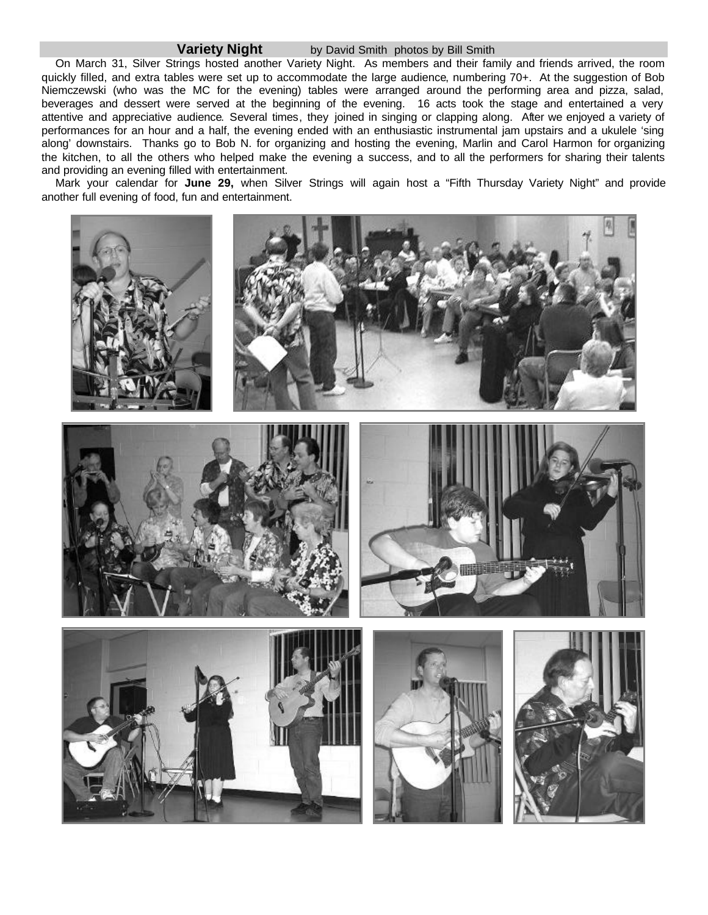## Variety Night

by David Smith photos by Bill Smith

On March 31, Silver Strings hosted another Variety Night. As members and their family and friends arrived, the room quickly filled, and extra tables were set up to accommodate the large audience, numbering 70+. At the suggestion of Bob Niemczewski (who was the MC for the evening) tables were arranged around the performing area and pizza, salad, beverages and dessert were served at the beginning of the evening. 16 acts took the stage and entertained a very attentive and appreciative audience. Several times, they joined in singing or clapping along. After we enjoyed a variety of performances for an hour and a half, the evening ended with an enthusiastic instrumental jam upstairs and a ukulele 'sing along' downstairs. Thanks go to Bob N. for organizing and hosting the evening, Marlin and Carol Harmon for organizing the kitchen, to all the others who helped make the evening a success, and to all the performers for sharing their talents and providing an evening filled with entertainment.

Mark your calendar for **June 29,** when Silver Strings will again host a "Fifth Thursday Variety Night" and provide another full evening of food, fun and entertainment.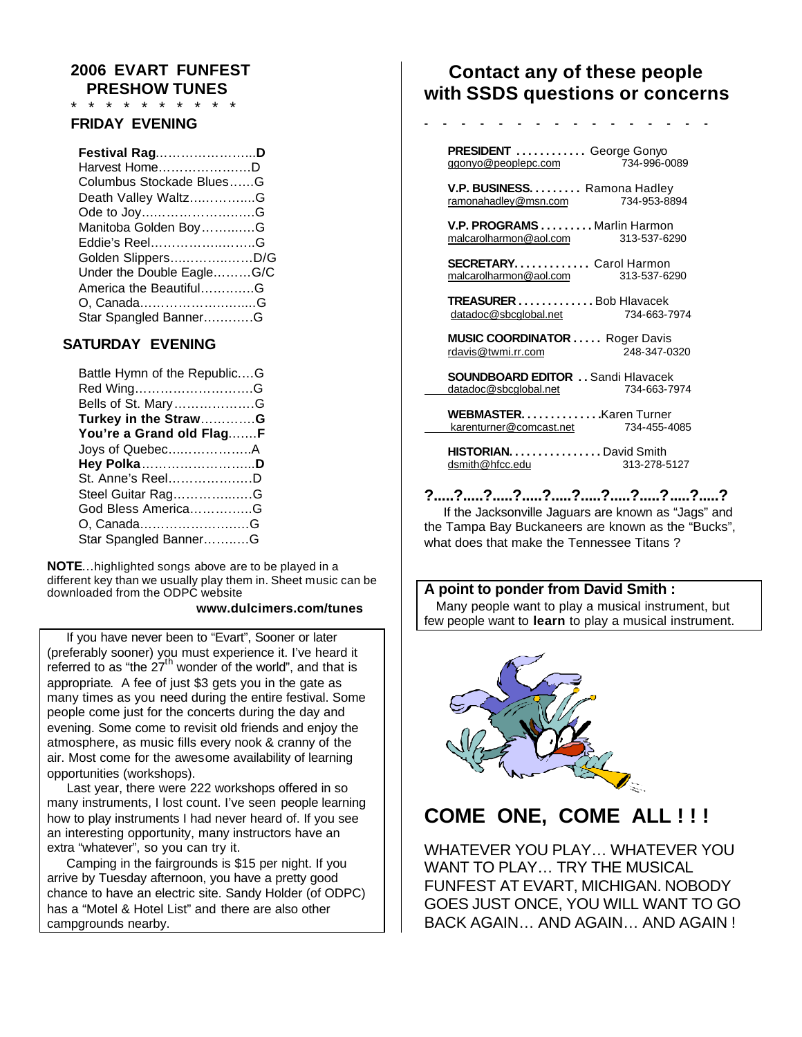## 2006 EVART FUNFEST PRESHOW TUNES

* * * * * * * * * *

### FRIDAY EVENING

**Festival Rag……………………D**
Harvest Home…………………D
Columbus Stockade Blues……G
Death Valley Waltz……………G
Ode to Joy………………………G
Manitoba Golden Boy…………G
Eddie's Reel……………………G
Golden Slippers………………D/G
Under the Double Eagle………G/C
America the Beautiful…………G
O, Canada………………………G
Star Spangled Banner…………G

### SATURDAY EVENING

Battle Hymn of the Republic….G
Red Wing………………………G
Bells of St. Mary………………G
**Turkey in the Straw…………G**
**You're a Grand old Flag…….F**
Joys of Quebec…………………A
**Hey Polka………………………D**
St. Anne's Reel…………………D
Steel Guitar Rag………………G
God Bless America……………G
O, Canada………………………G
Star Spangled Banner…………G

**NOTE**…highlighted songs above are to be played in a different key than we usually play them in. Sheet music can be downloaded from the ODPC website

**www.dulcimers.com/tunes**

If you have never been to "Evart", Sooner or later (preferably sooner) you must experience it. I've heard it referred to as "the 27th wonder of the world", and that is appropriate. A fee of just $3 gets you in the gate as many times as you need during the entire festival. Some people come just for the concerts during the day and evening. Some come to revisit old friends and enjoy the atmosphere, as music fills every nook & cranny of the air. Most come for the awesome availability of learning opportunities (workshops).

Last year, there were 222 workshops offered in so many instruments, I lost count. I've seen people learning how to play instruments I had never heard of. If you see an interesting opportunity, many instructors have an extra "whatever", so you can try it.

Camping in the fairgrounds is $15 per night. If you arrive by Tuesday afternoon, you have a pretty good chance to have an electric site. Sandy Holder (of ODPC) has a "Motel & Hotel List" and there are also other campgrounds nearby.

## Contact any of these people with SSDS questions or concerns

**PRESIDENT** ………… George Gonyo
ggonyo@peoplepc.com 734-996-0089

**V.P. BUSINESS**……… Ramona Hadley
ramonahadley@msn.com 734-953-8894

**V.P. PROGRAMS**……… Marlin Harmon
malcarolharmon@aol.com 313-537-6290

**SECRETARY**…………. Carol Harmon
malcarolharmon@aol.com 313-537-6290

**TREASURER**…………. Bob Hlavacek
datadoc@sbcglobal.net 734-663-7974

**MUSIC COORDINATOR**….. Roger Davis
rdavis@twmi.rr.com 248-347-0320

**SOUNDBOARD EDITOR** .. Sandi Hlavacek
datadoc@sbcglobal.net 734-663-7974

**WEBMASTER**…………..Karen Turner
karenturner@comcast.net 734-455-4085

**HISTORIAN**……………. David Smith
dsmith@hfcc.edu 313-278-5127

**?.....?.....?.....?.....?.....?.....?.....?.....?.....?.....?**

If the Jacksonville Jaguars are known as "Jags" and the Tampa Bay Buckaneers are known as the "Bucks", what does that make the Tennessee Titans ?

**A point to ponder from David Smith :**
Many people want to play a musical instrument, but few people want to **learn** to play a musical instrument.

# COME ONE, COME ALL ! ! !

WHATEVER YOU PLAY… WHATEVER YOU WANT TO PLAY… TRY THE MUSICAL FUNFEST AT EVART, MICHIGAN. NOBODY GOES JUST ONCE, YOU WILL WANT TO GO BACK AGAIN… AND AGAIN… AND AGAIN !